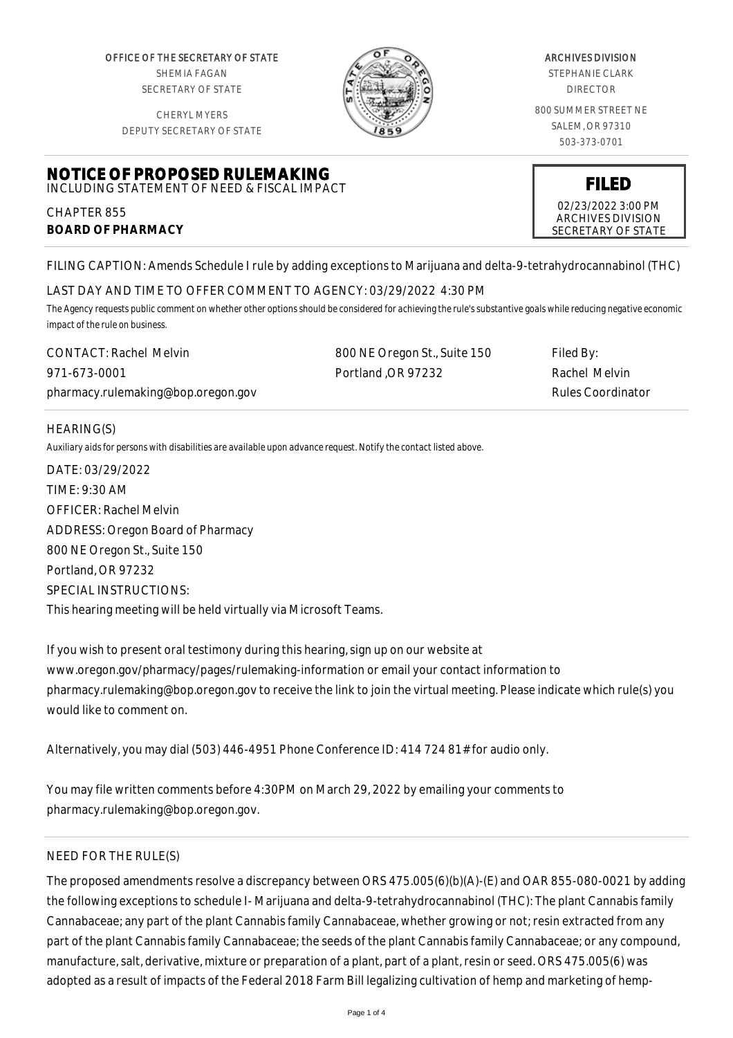OFFICE OF THE SECRETARY OF STATE
SHEMIA FAGAN
SECRETARY OF STATE

CHERYL MYERS
DEPUTY SECRETARY OF STATE

ARCHIVES DIVISION
STEPHANIE CLARK
DIRECTOR

800 SUMMER STREET NE
SALEM, OR 97310
503-373-0701

# NOTICE OF PROPOSED RULEMAKING

INCLUDING STATEMENT OF NEED & FISCAL IMPACT

CHAPTER 855
**BOARD OF PHARMACY**

**FILED**
02/23/2022 3:00 PM
ARCHIVES DIVISION
SECRETARY OF STATE

FILING CAPTION: Amends Schedule I rule by adding exceptions to Marijuana and delta-9-tetrahydrocannabinol (THC)

LAST DAY AND TIME TO OFFER COMMENT TO AGENCY: 03/29/2022 4:30 PM

*The Agency requests public comment on whether other options should be considered for achieving the rule's substantive goals while reducing negative economic impact of the rule on business.*

| CONTACT: Rachel Melvin | 800 NE Oregon St., Suite 150 | Filed By: |
|---|---|---|
| 971-673-0001 | Portland ,OR 97232 | Rachel Melvin |
| pharmacy.rulemaking@bop.oregon.gov | | Rules Coordinator |

HEARING(S)

*Auxiliary aids for persons with disabilities are available upon advance request. Notify the contact listed above.*

DATE: 03/29/2022
TIME: 9:30 AM
OFFICER: Rachel Melvin
ADDRESS: Oregon Board of Pharmacy
800 NE Oregon St., Suite 150
Portland, OR 97232
SPECIAL INSTRUCTIONS:
This hearing meeting will be held virtually via Microsoft Teams.

If you wish to present oral testimony during this hearing, sign up on our website at www.oregon.gov/pharmacy/pages/rulemaking-information or email your contact information to pharmacy.rulemaking@bop.oregon.gov to receive the link to join the virtual meeting. Please indicate which rule(s) you would like to comment on.

Alternatively, you may dial (503) 446-4951 Phone Conference ID: 414 724 81# for audio only.

You may file written comments before 4:30PM on March 29, 2022 by emailing your comments to pharmacy.rulemaking@bop.oregon.gov.

NEED FOR THE RULE(S)

The proposed amendments resolve a discrepancy between ORS 475.005(6)(b)(A)-(E) and OAR 855-080-0021 by adding the following exceptions to schedule I- Marijuana and delta-9-tetrahydrocannabinol (THC): The plant Cannabis family Cannabaceae; any part of the plant Cannabis family Cannabaceae, whether growing or not; resin extracted from any part of the plant Cannabis family Cannabaceae; the seeds of the plant Cannabis family Cannabaceae; or any compound, manufacture, salt, derivative, mixture or preparation of a plant, part of a plant, resin or seed. ORS 475.005(6) was adopted as a result of impacts of the Federal 2018 Farm Bill legalizing cultivation of hemp and marketing of hemp-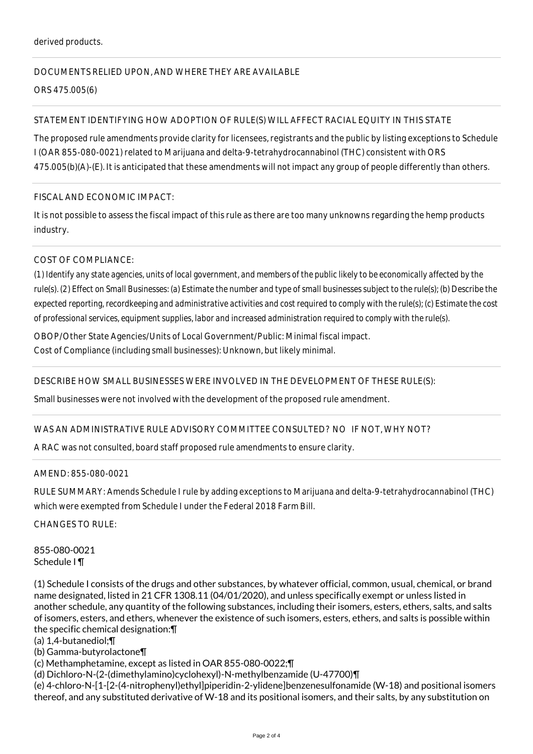derived products.

DOCUMENTS RELIED UPON, AND WHERE THEY ARE AVAILABLE

ORS 475.005(6)

STATEMENT IDENTIFYING HOW ADOPTION OF RULE(S) WILL AFFECT RACIAL EQUITY IN THIS STATE

The proposed rule amendments provide clarity for licensees, registrants and the public by listing exceptions to Schedule I (OAR 855-080-0021) related to Marijuana and delta-9-tetrahydrocannabinol (THC) consistent with ORS 475.005(b)(A)-(E). It is anticipated that these amendments will not impact any group of people differently than others.

FISCAL AND ECONOMIC IMPACT:

It is not possible to assess the fiscal impact of this rule as there are too many unknowns regarding the hemp products industry.

COST OF COMPLIANCE:

*(1) Identify any state agencies, units of local government, and members of the public likely to be economically affected by the rule(s). (2) Effect on Small Businesses: (a) Estimate the number and type of small businesses subject to the rule(s); (b) Describe the expected reporting, recordkeeping and administrative activities and cost required to comply with the rule(s); (c) Estimate the cost of professional services, equipment supplies, labor and increased administration required to comply with the rule(s).*

OBOP/Other State Agencies/Units of Local Government/Public: Minimal fiscal impact.
Cost of Compliance (including small businesses): Unknown, but likely minimal.

DESCRIBE HOW SMALL BUSINESSES WERE INVOLVED IN THE DEVELOPMENT OF THESE RULE(S):

Small businesses were not involved with the development of the proposed rule amendment.

WAS AN ADMINISTRATIVE RULE ADVISORY COMMITTEE CONSULTED? NO IF NOT, WHY NOT?

A RAC was not consulted, board staff proposed rule amendments to ensure clarity.

AMEND: 855-080-0021

RULE SUMMARY: Amends Schedule I rule by adding exceptions to Marijuana and delta-9-tetrahydrocannabinol (THC) which were exempted from Schedule I under the Federal 2018 Farm Bill.

CHANGES TO RULE:

855-080-0021
Schedule I ¶

(1) Schedule I consists of the drugs and other substances, by whatever official, common, usual, chemical, or brand name designated, listed in 21 CFR 1308.11 (04/01/2020), and unless specifically exempt or unless listed in another schedule, any quantity of the following substances, including their isomers, esters, ethers, salts, and salts of isomers, esters, and ethers, whenever the existence of such isomers, esters, ethers, and salts is possible within the specific chemical designation:¶
(a) 1,4-butanediol;¶
(b) Gamma-butyrolactone¶
(c) Methamphetamine, except as listed in OAR 855-080-0022;¶
(d) Dichloro-N-(2-(dimethylamino)cyclohexyl)-N-methylbenzamide (U-47700)¶
(e) 4-chloro-N-[1-[2-(4-nitrophenyl)ethyl]piperidin-2-ylidene]benzenesulfonamide (W-18) and positional isomers thereof, and any substituted derivative of W-18 and its positional isomers, and their salts, by any substitution on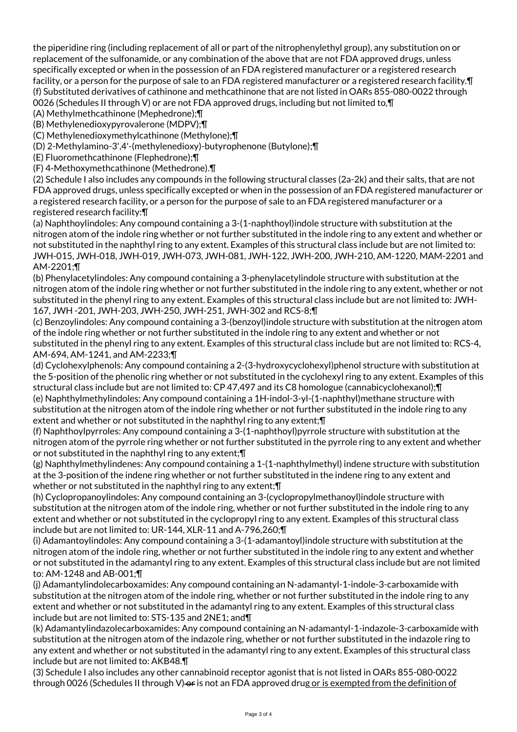the piperidine ring (including replacement of all or part of the nitrophenylethyl group), any substitution on or replacement of the sulfonamide, or any combination of the above that are not FDA approved drugs, unless specifically excepted or when in the possession of an FDA registered manufacturer or a registered research facility, or a person for the purpose of sale to an FDA registered manufacturer or a registered research facility.¶

(f) Substituted derivatives of cathinone and methcathinone that are not listed in OARs 855-080-0022 through 0026 (Schedules II through V) or are not FDA approved drugs, including but not limited to,¶

(A) Methylmethcathinone (Mephedrone);¶

(B) Methylenedioxypyrovalerone (MDPV);¶

(C) Methylenedioxymethylcathinone (Methylone);¶

(D) 2-Methylamino-3',4'-(methylenedioxy)-butyrophenone (Butylone);¶

(E) Fluoromethcathinone (Flephedrone);¶

(F) 4-Methoxymethcathinone (Methedrone).¶

(2) Schedule I also includes any compounds in the following structural classes (2a-2k) and their salts, that are not FDA approved drugs, unless specifically excepted or when in the possession of an FDA registered manufacturer or a registered research facility, or a person for the purpose of sale to an FDA registered manufacturer or a registered research facility:¶

(a) Naphthoylindoles: Any compound containing a 3-(1-naphthoyl)indole structure with substitution at the nitrogen atom of the indole ring whether or not further substituted in the indole ring to any extent and whether or not substituted in the naphthyl ring to any extent. Examples of this structural class include but are not limited to: JWH-015, JWH-018, JWH-019, JWH-073, JWH-081, JWH-122, JWH-200, JWH-210, AM-1220, MAM-2201 and AM-2201;¶

(b) Phenylacetylindoles: Any compound containing a 3-phenylacetylindole structure with substitution at the nitrogen atom of the indole ring whether or not further substituted in the indole ring to any extent, whether or not substituted in the phenyl ring to any extent. Examples of this structural class include but are not limited to: JWH-167, JWH -201, JWH-203, JWH-250, JWH-251, JWH-302 and RCS-8;¶

(c) Benzoylindoles: Any compound containing a 3-(benzoyl)indole structure with substitution at the nitrogen atom of the indole ring whether or not further substituted in the indole ring to any extent and whether or not substituted in the phenyl ring to any extent. Examples of this structural class include but are not limited to: RCS-4, AM-694, AM-1241, and AM-2233;¶

(d) Cyclohexylphenols: Any compound containing a 2-(3-hydroxycyclohexyl)phenol structure with substitution at the 5-position of the phenolic ring whether or not substituted in the cyclohexyl ring to any extent. Examples of this structural class include but are not limited to: CP 47,497 and its C8 homologue (cannabicyclohexanol);¶

(e) Naphthylmethylindoles: Any compound containing a 1H-indol-3-yl-(1-naphthyl)methane structure with substitution at the nitrogen atom of the indole ring whether or not further substituted in the indole ring to any extent and whether or not substituted in the naphthyl ring to any extent;¶

(f) Naphthoylpyrroles: Any compound containing a 3-(1-naphthoyl)pyrrole structure with substitution at the nitrogen atom of the pyrrole ring whether or not further substituted in the pyrrole ring to any extent and whether or not substituted in the naphthyl ring to any extent;¶

(g) Naphthylmethylindenes: Any compound containing a 1-(1-naphthylmethyl) indene structure with substitution at the 3-position of the indene ring whether or not further substituted in the indene ring to any extent and whether or not substituted in the naphthyl ring to any extent;¶

(h) Cyclopropanoylindoles: Any compound containing an 3-(cyclopropylmethanoyl)indole structure with substitution at the nitrogen atom of the indole ring, whether or not further substituted in the indole ring to any extent and whether or not substituted in the cyclopropyl ring to any extent. Examples of this structural class include but are not limited to: UR-144, XLR-11 and A-796,260;¶

(i) Adamantoylindoles: Any compound containing a 3-(1-adamantoyl)indole structure with substitution at the nitrogen atom of the indole ring, whether or not further substituted in the indole ring to any extent and whether or not substituted in the adamantyl ring to any extent. Examples of this structural class include but are not limited to: AM-1248 and AB-001;¶

(j) Adamantylindolecarboxamides: Any compound containing an N-adamantyl-1-indole-3-carboxamide with substitution at the nitrogen atom of the indole ring, whether or not further substituted in the indole ring to any extent and whether or not substituted in the adamantyl ring to any extent. Examples of this structural class include but are not limited to: STS-135 and 2NE1; and¶

(k) Adamantylindazolecarboxamides: Any compound containing an N-adamantyl-1-indazole-3-carboxamide with substitution at the nitrogen atom of the indazole ring, whether or not further substituted in the indazole ring to any extent and whether or not substituted in the adamantyl ring to any extent. Examples of this structural class include but are not limited to: AKB48.¶

(3) Schedule I also includes any other cannabinoid receptor agonist that is not listed in OARs 855-080-0022 through 0026 (Schedules II through V) ~~or~~ is not an FDA approved drug or is exempted from the definition of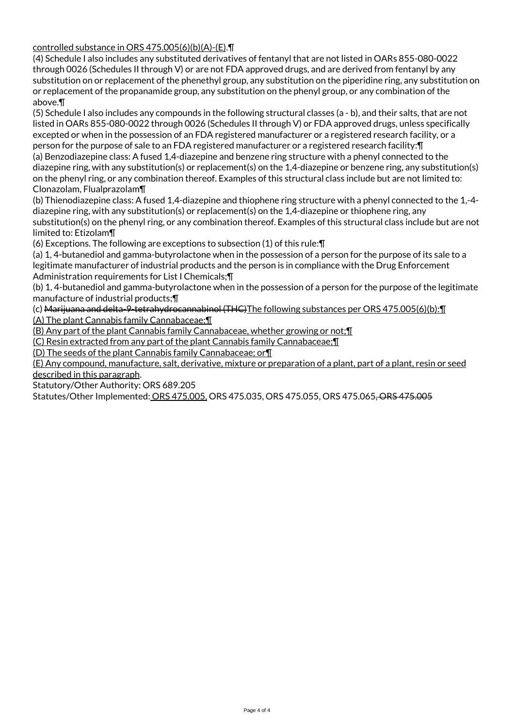controlled substance in ORS 475.005(6)(b)(A)-(E).¶

(4) Schedule I also includes any substituted derivatives of fentanyl that are not listed in OARs 855-080-0022 through 0026 (Schedules II through V) or are not FDA approved drugs, and are derived from fentanyl by any substitution on or replacement of the phenethyl group, any substitution on the piperidine ring, any substitution on or replacement of the propanamide group, any substitution on the phenyl group, or any combination of the above.¶

(5) Schedule I also includes any compounds in the following structural classes (a - b), and their salts, that are not listed in OARs 855-080-0022 through 0026 (Schedules II through V) or FDA approved drugs, unless specifically excepted or when in the possession of an FDA registered manufacturer or a registered research facility, or a person for the purpose of sale to an FDA registered manufacturer or a registered research facility:¶

(a) Benzodiazepine class: A fused 1,4-diazepine and benzene ring structure with a phenyl connected to the diazepine ring, with any substitution(s) or replacement(s) on the 1,4-diazepine or benzene ring, any substitution(s) on the phenyl ring, or any combination thereof. Examples of this structural class include but are not limited to: Clonazolam, Flualprazolam¶

(b) Thienodiazepine class: A fused 1,4-diazepine and thiophene ring structure with a phenyl connected to the 1,-4-diazepine ring, with any substitution(s) or replacement(s) on the 1,4-diazepine or thiophene ring, any substitution(s) on the phenyl ring, or any combination thereof. Examples of this structural class include but are not limited to: Etizolam¶

(6) Exceptions. The following are exceptions to subsection (1) of this rule:¶

(a) 1, 4-butanediol and gamma-butyrolactone when in the possession of a person for the purpose of its sale to a legitimate manufacturer of industrial products and the person is in compliance with the Drug Enforcement Administration requirements for List I Chemicals;¶

(b) 1, 4-butanediol and gamma-butyrolactone when in the possession of a person for the purpose of the legitimate manufacture of industrial products;¶

(c) ~~Marijuana and delta-9-tetrahydrocannabinol (THC)~~The following substances per ORS 475.005(6)(b):¶

(A) The plant Cannabis family Cannabaceae;¶

(B) Any part of the plant Cannabis family Cannabaceae, whether growing or not;¶

(C) Resin extracted from any part of the plant Cannabis family Cannabaceae;¶

(D) The seeds of the plant Cannabis family Cannabaceae; or¶

(E) Any compound, manufacture, salt, derivative, mixture or preparation of a plant, part of a plant, resin or seed described in this paragraph.

Statutory/Other Authority: ORS 689.205

Statutes/Other Implemented: ORS 475.005, ORS 475.035, ORS 475.055, ORS 475.065~~, ORS 475.005~~